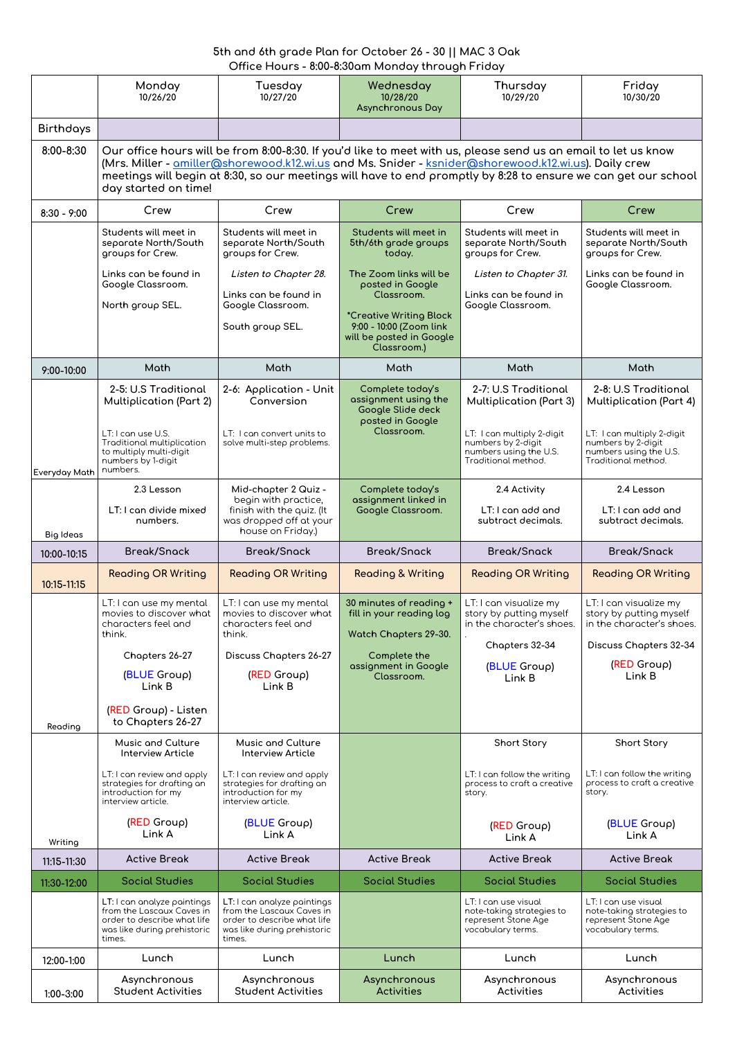5th and 6th grade Plan for October 26 - 30 || MAC 3 Oak
Office Hours - 8:00-8:30am Monday through Friday

| | Monday 10/26/20 | Tuesday 10/27/20 | Wednesday 10/28/20 Asynchronous Day | Thursday 10/29/20 | Friday 10/30/20 |
|---|---|---|---|---|---|
| Birthdays | | | | | |
| 8:00-8:30 | Our office hours will be from 8:00-8:30. If you'd like to meet with us, please send us an email to let us know (Mrs. Miller - amiller@shorewood.k12.wi.us and Ms. Snider - ksnider@shorewood.k12.wi.us). Daily crew meetings will begin at 8:30, so our meetings will have to end promptly by 8:28 to ensure we can get our school day started on time! | | | | |
| 8:30 - 9:00 | Crew | Crew | Crew | Crew | Crew |
| | Students will meet in separate North/South groups for Crew. Links can be found in Google Classroom. North group SEL. | Students will meet in separate North/South groups for Crew. *Listen to Chapter 28.* Links can be found in Google Classroom. South group SEL. | Students will meet in 5th/6th grade groups today. The Zoom links will be posted in Google Classroom. *Creative Writing Block 9:00 - 10:00 (Zoom link will be posted in Google Classroom.) | Students will meet in separate North/South groups for Crew. *Listen to Chapter 31.* Links can be found in Google Classroom. | Students will meet in separate North/South groups for Crew. Links can be found in Google Classroom. |
| 9:00-10:00 | Math | Math | Math | Math | Math |
| Everyday Math | 2-5: U.S Traditional Multiplication (Part 2) LT: I can use U.S. Traditional multiplication to multiply multi-digit numbers by 1-digit numbers. | 2-6: Application - Unit Conversion LT: I can convert units to solve multi-step problems. | Complete today's assignment using the Google Slide deck posted in Google Classroom. | 2-7: U.S Traditional Multiplication (Part 3) LT: I can multiply 2-digit numbers by 2-digit numbers using the U.S. Traditional method. | 2-8: U.S Traditional Multiplication (Part 4) LT: I can multiply 2-digit numbers by 2-digit numbers using the U.S. Traditional method. |
| Big Ideas | 2.3 Lesson LT: I can divide mixed numbers. | Mid-chapter 2 Quiz - begin with practice, finish with the quiz. (It was dropped off at your house on Friday.) | Complete today's assignment linked in Google Classroom. | 2.4 Activity LT: I can add and subtract decimals. | 2.4 Lesson LT: I can add and subtract decimals. |
| 10:00-10:15 | Break/Snack | Break/Snack | Break/Snack | Break/Snack | Break/Snack |
| 10:15-11:15 | Reading OR Writing | Reading OR Writing | Reading & Writing | Reading OR Writing | Reading OR Writing |
| Reading | LT: I can use my mental movies to discover what characters feel and think. Chapters 26-27 (BLUE Group) Link B (RED Group) - Listen to Chapters 26-27 | LT: I can use my mental movies to discover what characters feel and think. Discuss Chapters 26-27 (RED Group) Link B | 30 minutes of reading + fill in your reading log Watch Chapters 29-30. Complete the assignment in Google Classroom. | LT: I can visualize my story by putting myself in the character's shoes. Chapters 32-34 (BLUE Group) Link B | LT: I can visualize my story by putting myself in the character's shoes. Discuss Chapters 32-34 (RED Group) Link B |
| Writing | Music and Culture Interview Article LT: I can review and apply strategies for drafting an introduction for my interview article. (RED Group) Link A | Music and Culture Interview Article LT: I can review and apply strategies for drafting an introduction for my interview article. (BLUE Group) Link A | | Short Story LT: I can follow the writing process to craft a creative story. (RED Group) Link A | Short Story LT: I can follow the writing process to craft a creative story. (BLUE Group) Link A |
| 11:15-11:30 | Active Break | Active Break | Active Break | Active Break | Active Break |
| 11:30-12:00 | Social Studies | Social Studies | Social Studies | Social Studies | Social Studies |
| | LT: I can analyze paintings from the Lascaux Caves in order to describe what life was like during prehistoric times. | LT: I can analyze paintings from the Lascaux Caves in order to describe what life was like during prehistoric times. | | LT: I can use visual note-taking strategies to represent Stone Age vocabulary terms. | LT: I can use visual note-taking strategies to represent Stone Age vocabulary terms. |
| 12:00-1:00 | Lunch | Lunch | Lunch | Lunch | Lunch |
| 1:00-3:00 | Asynchronous Student Activities | Asynchronous Student Activities | Asynchronous Activities | Asynchronous Activities | Asynchronous Activities |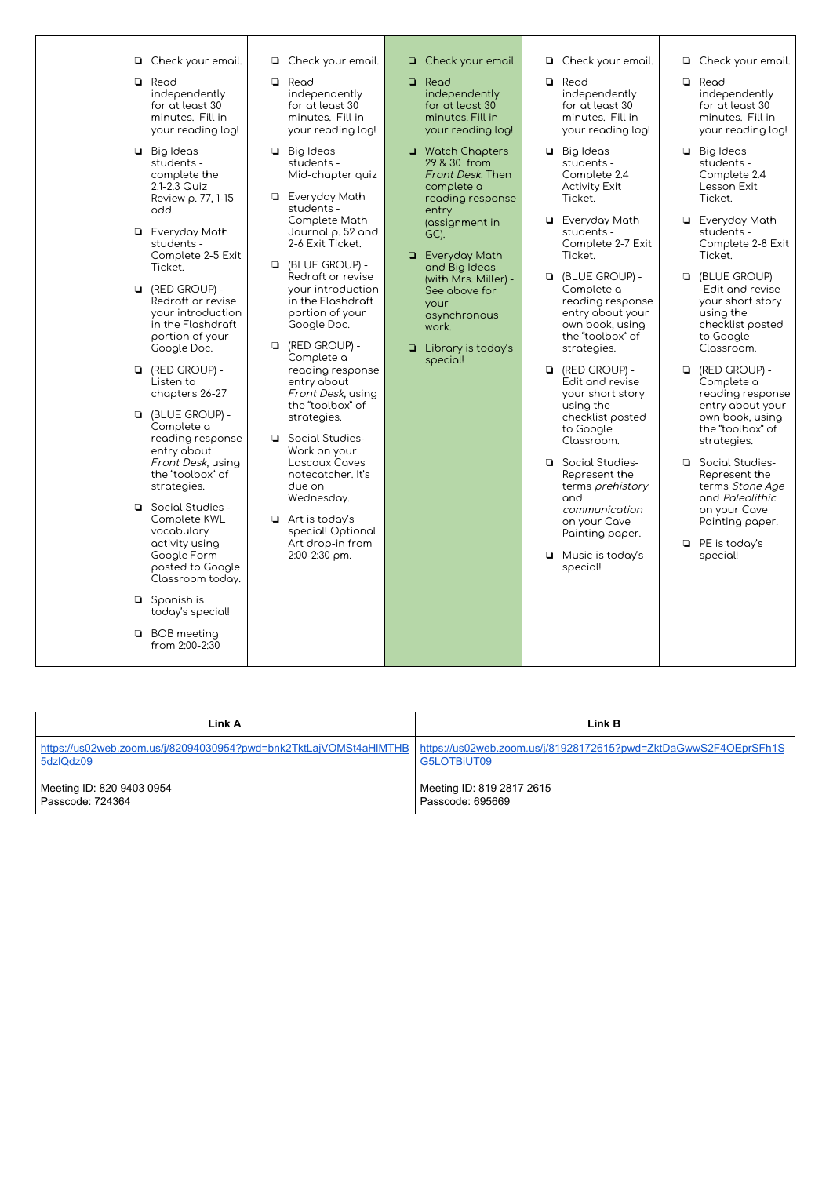| | | | | | |
|---|---|---|---|---|---|
| | ❑ Check your email.<br>❑ Read independently for at least 30 minutes. Fill in your reading log!<br>❑ Big Ideas students - complete the 2.1-2.3 Quiz Review p. 77, 1-15 odd.<br>❑ Everyday Math students - Complete 2-5 Exit Ticket.<br>❑ (RED GROUP) - Redraft or revise your introduction in the Flashdraft portion of your Google Doc.<br>❑ (RED GROUP) - Listen to chapters 26-27<br>❑ (BLUE GROUP) - Complete a reading response entry about *Front Desk*, using the "toolbox" of strategies.<br>❑ Social Studies - Complete KWL vocabulary activity using Google Form posted to Google Classroom today.<br>❑ Spanish is today's special!<br>❑ BOB meeting from 2:00-2:30 | ❑ Check your email.<br>❑ Read independently for at least 30 minutes. Fill in your reading log!<br>❑ Big Ideas students - Mid-chapter quiz<br>❑ Everyday Math students - Complete Math Journal p. 52 and 2-6 Exit Ticket.<br>❑ (BLUE GROUP) - Redraft or revise your introduction in the Flashdraft portion of your Google Doc.<br>❑ (RED GROUP) - Complete a reading response entry about *Front Desk*, using the "toolbox" of strategies.<br>❑ Social Studies- Work on your Lascaux Caves notecatcher. It's due on Wednesday.<br>❑ Art is today's special! Optional Art drop-in from 2:00-2:30 pm. | ❑ Check your email.<br>❑ Read independently for at least 30 minutes. Fill in your reading log!<br>❑ Watch Chapters 29 & 30 from *Front Desk*. Then complete a reading response entry (assignment in GC).<br>❑ Everyday Math and Big Ideas (with Mrs. Miller) - See above for your asynchronous work.<br>❑ Library is today's special! | ❑ Check your email.<br>❑ Read independently for at least 30 minutes. Fill in your reading log!<br>❑ Big Ideas students - Complete 2.4 Activity Exit Ticket.<br>❑ Everyday Math students - Complete 2-7 Exit Ticket.<br>❑ (BLUE GROUP) - Complete a reading response entry about your own book, using the "toolbox" of strategies.<br>❑ (RED GROUP) - Edit and revise your short story using the checklist posted to Google Classroom.<br>❑ Social Studies- Represent the terms *prehistory* and *communication* on your Cave Painting paper.<br>❑ Music is today's special! | ❑ Check your email.<br>❑ Read independently for at least 30 minutes. Fill in your reading log!<br>❑ Big Ideas students - Complete 2.4 Lesson Exit Ticket.<br>❑ Everyday Math students - Complete 2-8 Exit Ticket.<br>❑ (BLUE GROUP) -Edit and revise your short story using the checklist posted to Google Classroom.<br>❑ (RED GROUP) - Complete a reading response entry about your own book, using the "toolbox" of strategies.<br>❑ Social Studies- Represent the terms *Stone Age* and *Paleolithic* on your Cave Painting paper.<br>❑ PE is today's special! |

| Link A | Link B |
|---|---|
| https://us02web.zoom.us/j/82094030954?pwd=bnk2TktLajVOMSt4aHlMTHB5dzlQdz09<br><br>Meeting ID: 820 9403 0954<br>Passcode: 724364 | https://us02web.zoom.us/j/81928172615?pwd=ZktDaGwwS2F4OEprSFh1SG5LOTBiUT09<br><br>Meeting ID: 819 2817 2615<br>Passcode: 695669 |